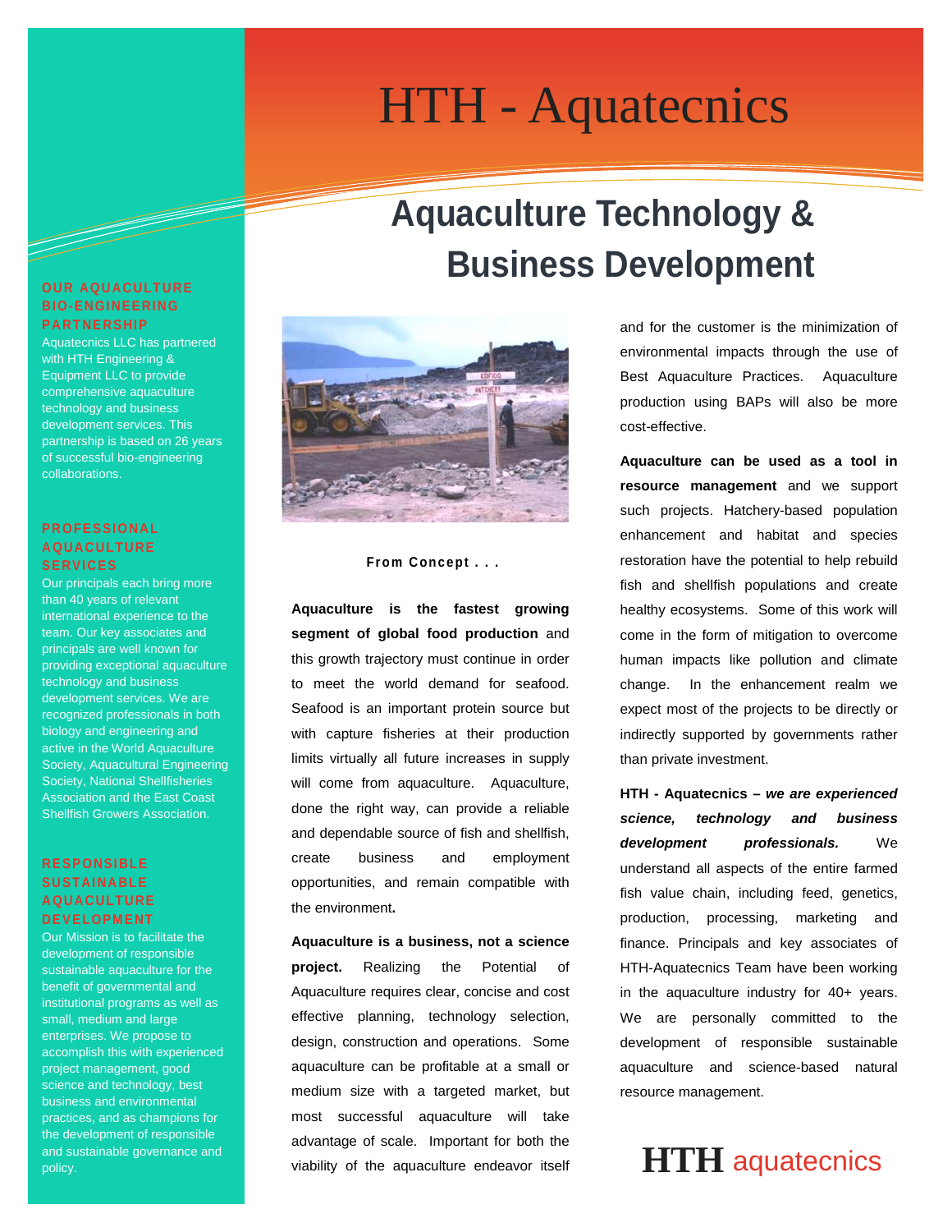# HTH - Aquatecnics

## Aquaculture Technology & Business Development

### OUR AQUACULTURE BIO-ENGINEERING PARTNERSHIP

Aquatecnics LLC has partnered with HTH Engineering & Equipment LLC to provide comprehensive aquaculture technology and business development services. This partnership is based on 26 years of successful bio-engineering collaborations.

### PROFESSIONAL AQUACULTURE SERVICES

Our principals each bring more than 40 years of relevant international experience to the team. Our key associates and principals are well known for providing exceptional aquaculture technology and business development services. We are recognized professionals in both biology and engineering and active in the World Aquaculture Society, Aquacultural Engineering Society, National Shellfisheries Association and the East Coast Shellfish Growers Association.

### RESPONSIBLE SUSTAINABLE AQUACULTURE DEVELOPMENT

Our Mission is to facilitate the development of responsible sustainable aquaculture for the benefit of governmental and institutional programs as well as small, medium and large enterprises. We propose to accomplish this with experienced project management, good science and technology, best business and environmental practices, and as champions for the development of responsible and sustainable governance and policy.

**From Concept . . .**

**Aquaculture is the fastest growing segment of global food production** and this growth trajectory must continue in order to meet the world demand for seafood. Seafood is an important protein source but with capture fisheries at their production limits virtually all future increases in supply will come from aquaculture. Aquaculture, done the right way, can provide a reliable and dependable source of fish and shellfish, create business and employment opportunities, and remain compatible with the environment**.**

**Aquaculture is a business, not a science project.** Realizing the Potential of Aquaculture requires clear, concise and cost effective planning, technology selection, design, construction and operations. Some aquaculture can be profitable at a small or medium size with a targeted market, but most successful aquaculture will take advantage of scale. Important for both the viability of the aquaculture endeavor itself and for the customer is the minimization of environmental impacts through the use of Best Aquaculture Practices. Aquaculture production using BAPs will also be more cost-effective.

**Aquaculture can be used as a tool in resource management** and we support such projects. Hatchery-based population enhancement and habitat and species restoration have the potential to help rebuild fish and shellfish populations and create healthy ecosystems. Some of this work will come in the form of mitigation to overcome human impacts like pollution and climate change. In the enhancement realm we expect most of the projects to be directly or indirectly supported by governments rather than private investment.

**HTH - Aquatecnics –** ***we are experienced science, technology and business development professionals.*** We understand all aspects of the entire farmed fish value chain, including feed, genetics, production, processing, marketing and finance. Principals and key associates of HTH-Aquatecnics Team have been working in the aquaculture industry for 40+ years. We are personally committed to the development of responsible sustainable aquaculture and science-based natural resource management.

**HTH** aquatecnics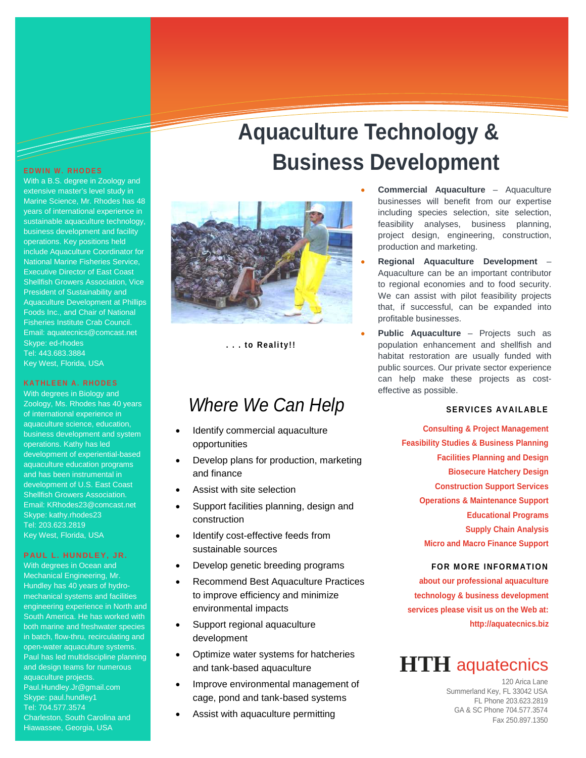# Aquaculture Technology & Business Development

**EDWIN W. RHODES**

With a B.S. degree in Zoology and extensive master's level study in Marine Science, Mr. Rhodes has 48 years of international experience in sustainable aquaculture technology, business development and facility operations. Key positions held include Aquaculture Coordinator for National Marine Fisheries Service, Executive Director of East Coast Shellfish Growers Association, Vice President of Sustainability and Aquaculture Development at Phillips Foods Inc., and Chair of National Fisheries Institute Crab Council.
Email: aquatecnics@comcast.net
Skype: ed-rhodes
Tel: 443.683.3884
Key West, Florida, USA

**KATHLEEN A. RHODES**

With degrees in Biology and Zoology, Ms. Rhodes has 40 years of international experience in aquaculture science, education, business development and system operations. Kathy has led development of experiential-based aquaculture education programs and has been instrumental in development of U.S. East Coast Shellfish Growers Association.
Email: KRhodes23@comcast.net
Skype: kathy.rhodes23
Tel: 203.623.2819
Key West, Florida, USA

**PAUL L. HUNDLEY, JR.**

With degrees in Ocean and Mechanical Engineering, Mr. Hundley has 40 years of hydro-mechanical systems and facilities engineering experience in North and South America. He has worked with both marine and freshwater species in batch, flow-thru, recirculating and open-water aquaculture systems. Paul has led multidiscipline planning and design teams for numerous aquaculture projects.
Paul.Hundley.Jr@gmail.com
Skype: paul.hundley1
Tel: 704.577.3574
Charleston, South Carolina and Hiawassee, Georgia, USA

**. . . to Reality!!**

## *Where We Can Help*

- Identify commercial aquaculture opportunities
- Develop plans for production, marketing and finance
- Assist with site selection
- Support facilities planning, design and construction
- Identify cost-effective feeds from sustainable sources
- Develop genetic breeding programs
- Recommend Best Aquaculture Practices to improve efficiency and minimize environmental impacts
- Support regional aquaculture development
- Optimize water systems for hatcheries and tank-based aquaculture
- Improve environmental management of cage, pond and tank-based systems
- Assist with aquaculture permitting

- **Commercial Aquaculture** – Aquaculture businesses will benefit from our expertise including species selection, site selection, feasibility analyses, business planning, project design, engineering, construction, production and marketing.
- **Regional Aquaculture Development** – Aquaculture can be an important contributor to regional economies and to food security. We can assist with pilot feasibility projects that, if successful, can be expanded into profitable businesses.
- **Public Aquaculture** – Projects such as population enhancement and shellfish and habitat restoration are usually funded with public sources. Our private sector experience can help make these projects as cost-effective as possible.

### SERVICES AVAILABLE

Consulting & Project Management
Feasibility Studies & Business Planning
Facilities Planning and Design
Biosecure Hatchery Design
Construction Support Services
Operations & Maintenance Support
Educational Programs
Supply Chain Analysis
Micro and Macro Finance Support

### FOR MORE INFORMATION

about our professional aquaculture technology & business development services please visit us on the Web at:
http://aquatecnics.biz

**HTH** aquatecnics

120 Arica Lane
Summerland Key, FL 33042 USA
FL Phone 203.623.2819
GA & SC Phone 704.577.3574
Fax 250.897.1350